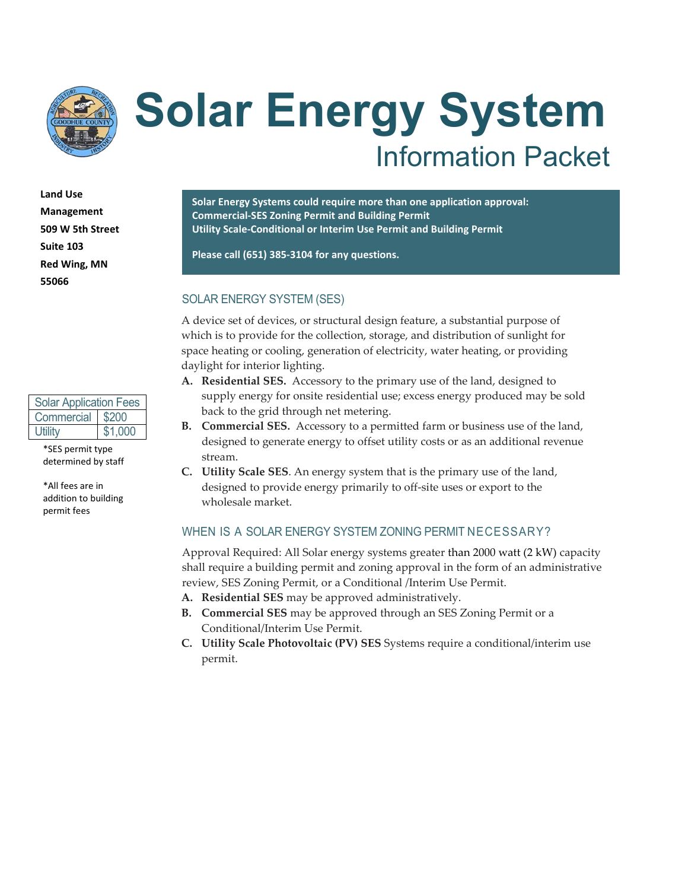# Solar Energy System

## Information Packet

**Land Use Management**
**509 W 5th Street**
**Suite 103**
**Red Wing, MN**
**55066**

**Solar Energy Systems could require more than one application approval:**
**Commercial-SES Zoning Permit and Building Permit**
**Utility Scale-Conditional or Interim Use Permit and Building Permit**

**Please call (651) 385-3104 for any questions.**

| Solar Application Fees | |
|---|---|
| Commercial | $200 |
| Utility | $1,000 |

*SES permit type determined by staff

*All fees are in addition to building permit fees

### SOLAR ENERGY SYSTEM (SES)

A device set of devices, or structural design feature, a substantial purpose of which is to provide for the collection, storage, and distribution of sunlight for space heating or cooling, generation of electricity, water heating, or providing daylight for interior lighting.

A. **Residential SES.** Accessory to the primary use of the land, designed to supply energy for onsite residential use; excess energy produced may be sold back to the grid through net metering.
B. **Commercial SES.** Accessory to a permitted farm or business use of the land, designed to generate energy to offset utility costs or as an additional revenue stream.
C. **Utility Scale SES**. An energy system that is the primary use of the land, designed to provide energy primarily to off-site uses or export to the wholesale market.

### WHEN IS A SOLAR ENERGY SYSTEM ZONING PERMIT NECESSARY?

Approval Required: All Solar energy systems greater than 2000 watt (2 kW) capacity shall require a building permit and zoning approval in the form of an administrative review, SES Zoning Permit, or a Conditional /Interim Use Permit.

A. **Residential SES** may be approved administratively.
B. **Commercial SES** may be approved through an SES Zoning Permit or a Conditional/Interim Use Permit.
C. **Utility Scale Photovoltaic (PV) SES** Systems require a conditional/interim use permit.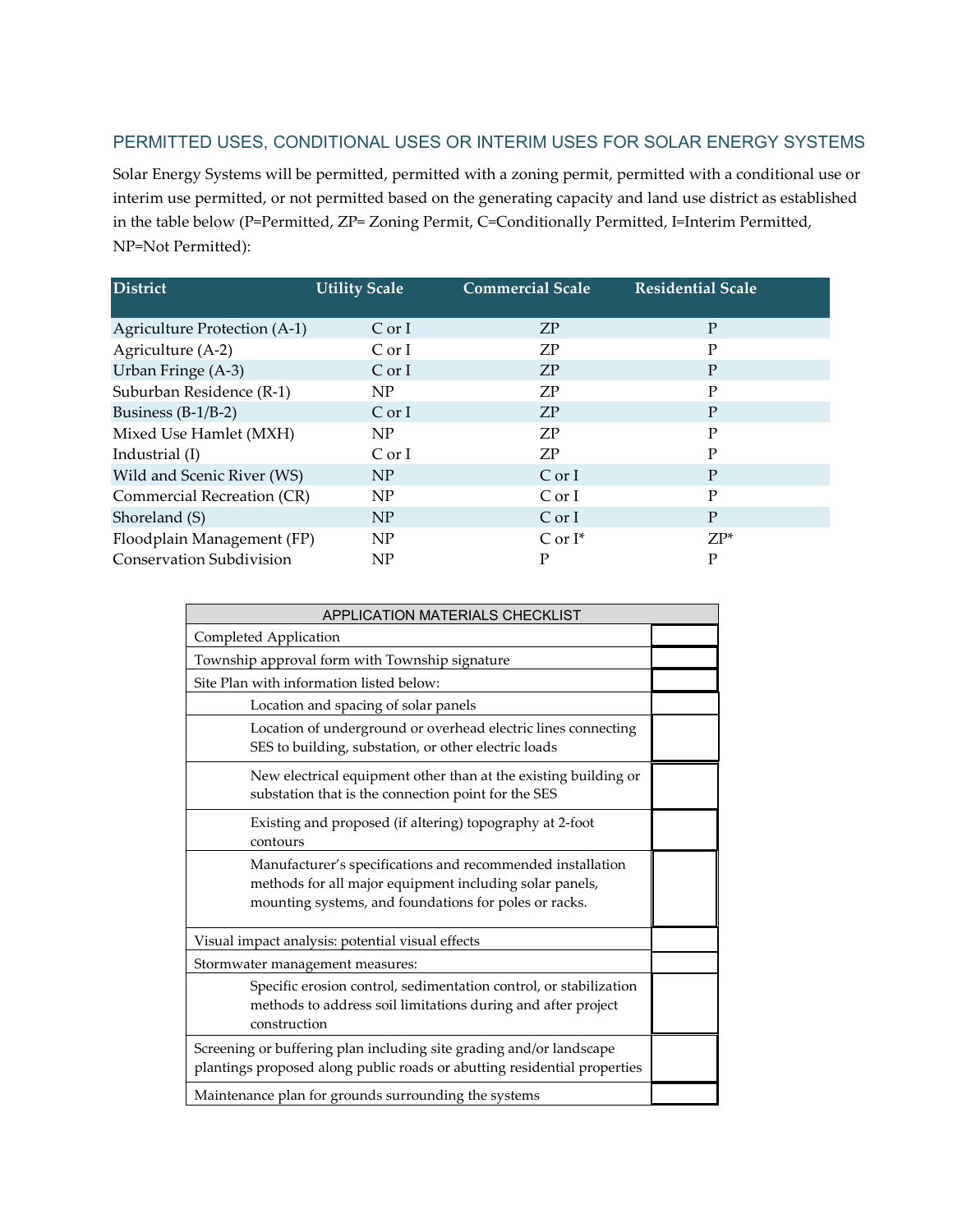## PERMITTED USES, CONDITIONAL USES OR INTERIM USES FOR SOLAR ENERGY SYSTEMS

Solar Energy Systems will be permitted, permitted with a zoning permit, permitted with a conditional use or interim use permitted, or not permitted based on the generating capacity and land use district as established in the table below (P=Permitted, ZP= Zoning Permit, C=Conditionally Permitted, I=Interim Permitted, NP=Not Permitted):

| District | Utility Scale | Commercial Scale | Residential Scale |
|---|---|---|---|
| Agriculture Protection (A-1) | C or I | ZP | P |
| Agriculture (A-2) | C or I | ZP | P |
| Urban Fringe (A-3) | C or I | ZP | P |
| Suburban Residence (R-1) | NP | ZP | P |
| Business (B-1/B-2) | C or I | ZP | P |
| Mixed Use Hamlet (MXH) | NP | ZP | P |
| Industrial (I) | C or I | ZP | P |
| Wild and Scenic River (WS) | NP | C or I | P |
| Commercial Recreation (CR) | NP | C or I | P |
| Shoreland (S) | NP | C or I | P |
| Floodplain Management (FP) | NP | C or I* | ZP* |
| Conservation Subdivision | NP | P | P |

| APPLICATION MATERIALS CHECKLIST | |
|---|---|
| Completed Application | |
| Township approval form with Township signature | |
| Site Plan with information listed below: | |
| Location and spacing of solar panels | |
| Location of underground or overhead electric lines connecting SES to building, substation, or other electric loads | |
| New electrical equipment other than at the existing building or substation that is the connection point for the SES | |
| Existing and proposed (if altering) topography at 2-foot contours | |
| Manufacturer's specifications and recommended installation methods for all major equipment including solar panels, mounting systems, and foundations for poles or racks. | |
| Visual impact analysis: potential visual effects | |
| Stormwater management measures: | |
| Specific erosion control, sedimentation control, or stabilization methods to address soil limitations during and after project construction | |
| Screening or buffering plan including site grading and/or landscape plantings proposed along public roads or abutting residential properties | |
| Maintenance plan for grounds surrounding the systems | |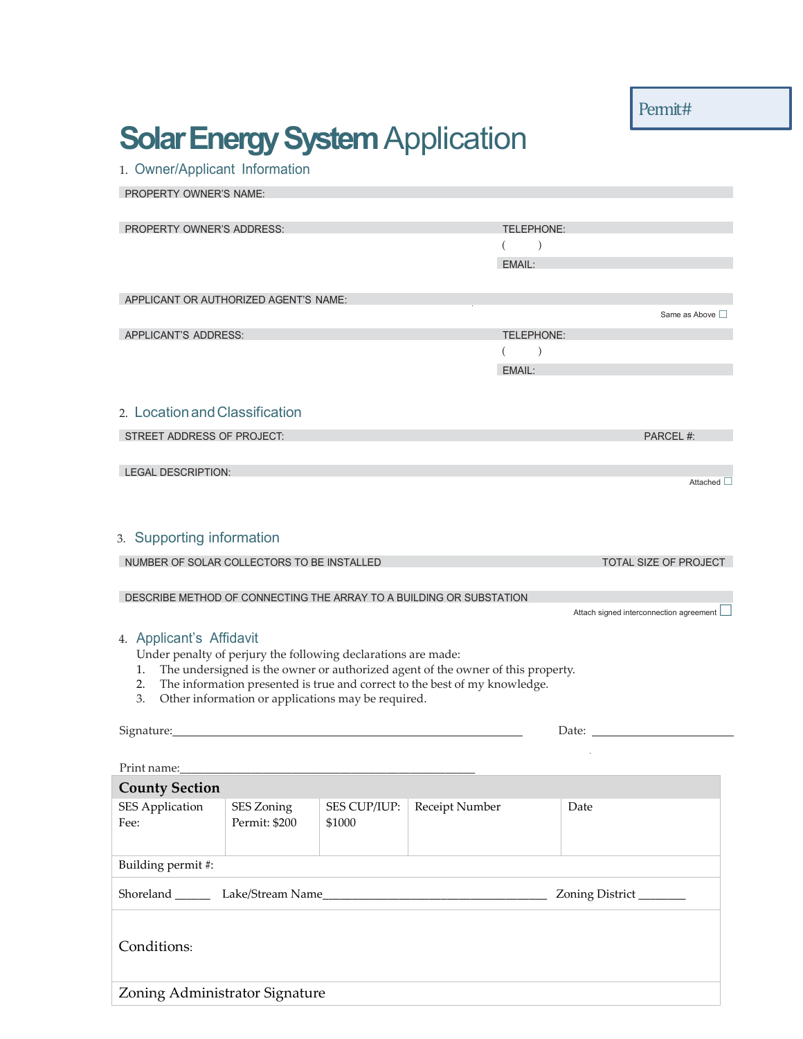Permit#

# **Solar Energy System** Application

## 1. Owner/Applicant Information

PROPERTY OWNER'S NAME:

PROPERTY OWNER'S ADDRESS: TELEPHONE: (      )

EMAIL:

APPLICANT OR AUTHORIZED AGENT'S NAME:

Same as Above ☐

APPLICANT'S ADDRESS: TELEPHONE: (      )

EMAIL:

## 2. Location and Classification

STREET ADDRESS OF PROJECT: PARCEL #:

LEGAL DESCRIPTION:

Attached ☐

## 3. Supporting information

NUMBER OF SOLAR COLLECTORS TO BE INSTALLED TOTAL SIZE OF PROJECT

DESCRIBE METHOD OF CONNECTING THE ARRAY TO A BUILDING OR SUBSTATION

Attach signed interconnection agreement ☐

## 4. Applicant's Affidavit

Under penalty of perjury the following declarations are made:

1. The undersigned is the owner or authorized agent of the owner of this property.
2. The information presented is true and correct to the best of my knowledge.
3. Other information or applications may be required.

Signature:_______________________________________________ Date: ____________________

Print name:_______________________________________________

| **County Section** | | | | |
|---|---|---|---|---|
| SES Application Fee: | SES Zoning Permit: $200 | SES CUP/IUP: $1000 | Receipt Number | Date |
| Building permit #: | | | | |
| Shoreland ______ Lake/Stream Name___________________________________ Zoning District _______ | | | | |
| Conditions: | | | | |
| Zoning Administrator Signature | | | | |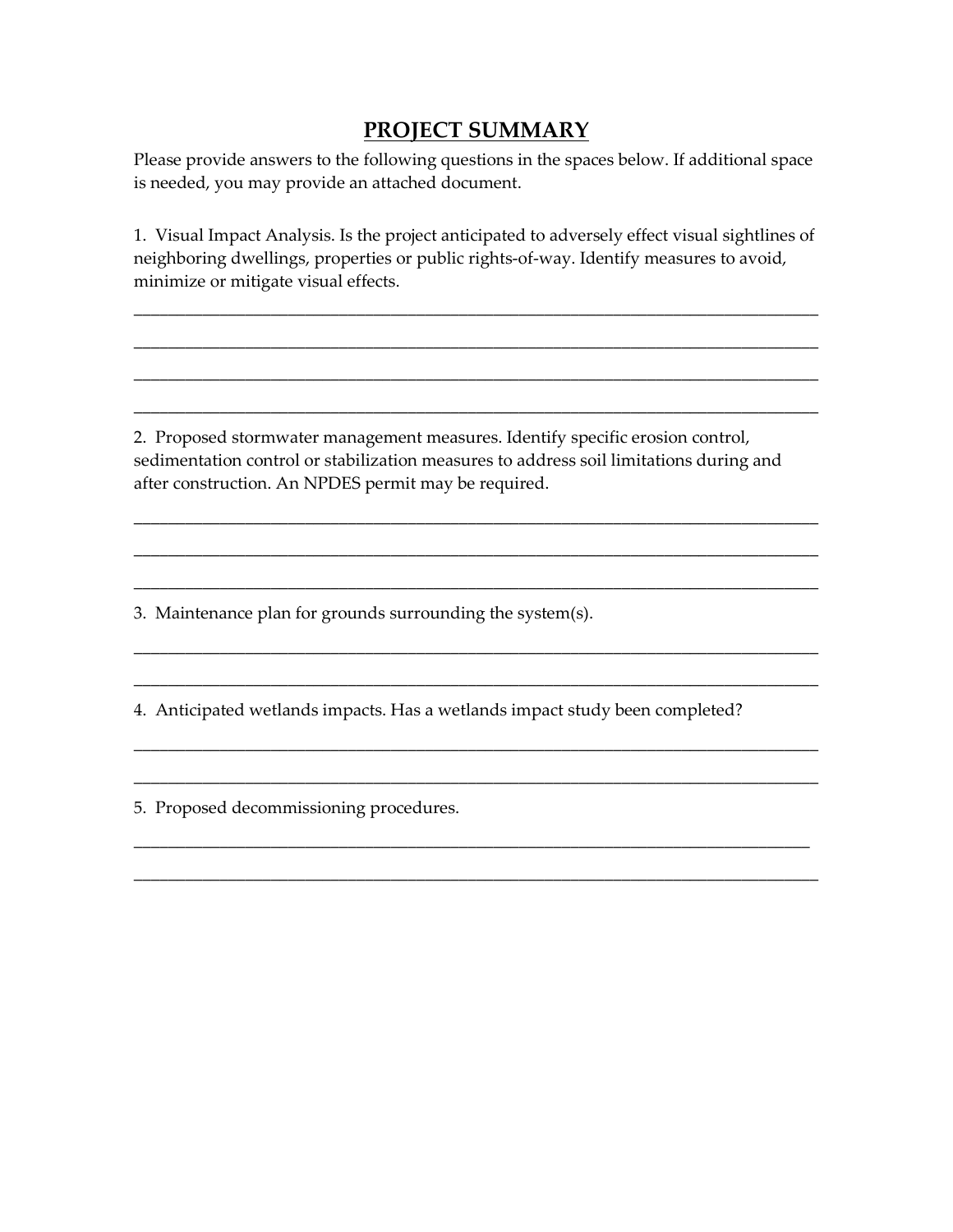# PROJECT SUMMARY

Please provide answers to the following questions in the spaces below. If additional space is needed, you may provide an attached document.

1. Visual Impact Analysis. Is the project anticipated to adversely effect visual sightlines of neighboring dwellings, properties or public rights-of-way. Identify measures to avoid, minimize or mitigate visual effects.

_______________________________________________________________________________

_______________________________________________________________________________

_______________________________________________________________________________

_______________________________________________________________________________

2. Proposed stormwater management measures. Identify specific erosion control, sedimentation control or stabilization measures to address soil limitations during and after construction. An NPDES permit may be required.

_______________________________________________________________________________

_______________________________________________________________________________

_______________________________________________________________________________

3. Maintenance plan for grounds surrounding the system(s).

_______________________________________________________________________________

_______________________________________________________________________________

4. Anticipated wetlands impacts. Has a wetlands impact study been completed?

_______________________________________________________________________________

_______________________________________________________________________________

5. Proposed decommissioning procedures.

_______________________________________________________________________________

_______________________________________________________________________________